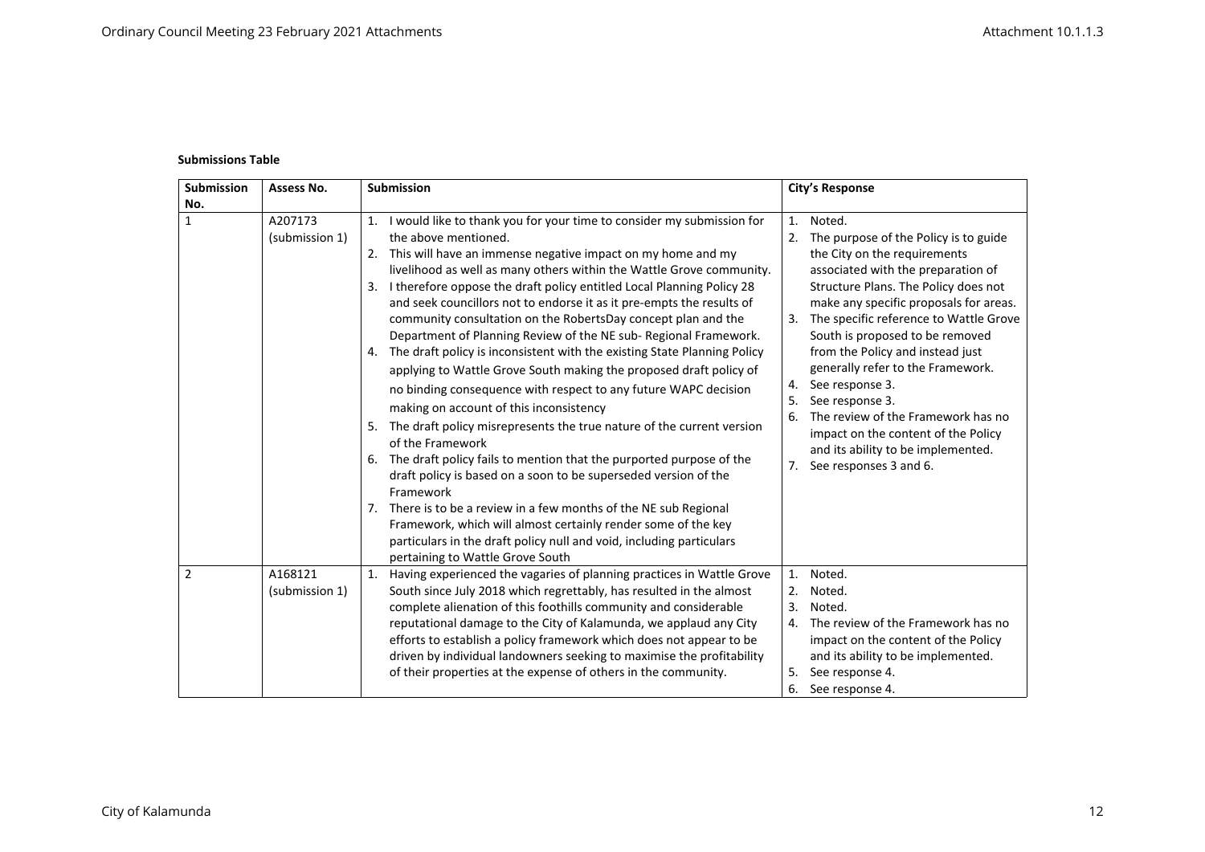**Submissions Table**

| Submission No. | Assess No. | Submission | City's Response |
|---|---|---|---|
| 1 | A207173 (submission 1) | 1. I would like to thank you for your time to consider my submission for the above mentioned.<br>2. This will have an immense negative impact on my home and my livelihood as well as many others within the Wattle Grove community.<br>3. I therefore oppose the draft policy entitled Local Planning Policy 28 and seek councillors not to endorse it as it pre-empts the results of community consultation on the RobertsDay concept plan and the Department of Planning Review of the NE sub- Regional Framework.<br>4. The draft policy is inconsistent with the existing State Planning Policy applying to Wattle Grove South making the proposed draft policy of no binding consequence with respect to any future WAPC decision making on account of this inconsistency<br>5. The draft policy misrepresents the true nature of the current version of the Framework<br>6. The draft policy fails to mention that the purported purpose of the draft policy is based on a soon to be superseded version of the Framework<br>7. There is to be a review in a few months of the NE sub Regional Framework, which will almost certainly render some of the key particulars in the draft policy null and void, including particulars pertaining to Wattle Grove South | 1. Noted.<br>2. The purpose of the Policy is to guide the City on the requirements associated with the preparation of Structure Plans. The Policy does not make any specific proposals for areas.<br>3. The specific reference to Wattle Grove South is proposed to be removed from the Policy and instead just generally refer to the Framework.<br>4. See response 3.<br>5. See response 3.<br>6. The review of the Framework has no impact on the content of the Policy and its ability to be implemented.<br>7. See responses 3 and 6. |
| 2 | A168121 (submission 1) | 1. Having experienced the vagaries of planning practices in Wattle Grove South since July 2018 which regrettably, has resulted in the almost complete alienation of this foothills community and considerable reputational damage to the City of Kalamunda, we applaud any City efforts to establish a policy framework which does not appear to be driven by individual landowners seeking to maximise the profitability of their properties at the expense of others in the community. | 1. Noted.<br>2. Noted.<br>3. Noted.<br>4. The review of the Framework has no impact on the content of the Policy and its ability to be implemented.<br>5. See response 4.<br>6. See response 4. |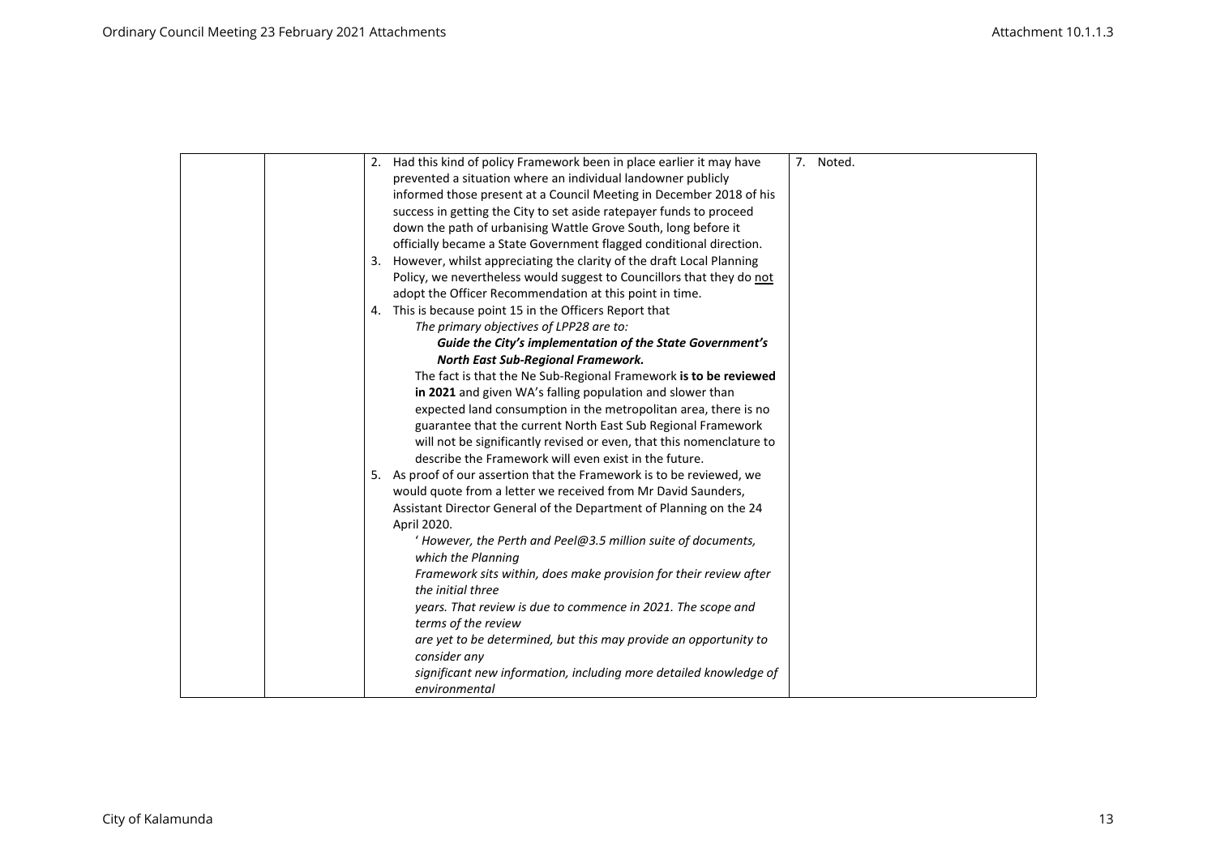| | | | |
|---|---|---|---|
| | | 2. Had this kind of policy Framework been in place earlier it may have prevented a situation where an individual landowner publicly informed those present at a Council Meeting in December 2018 of his success in getting the City to set aside ratepayer funds to proceed down the path of urbanising Wattle Grove South, long before it officially became a State Government flagged conditional direction.<br>3. However, whilst appreciating the clarity of the draft Local Planning Policy, we nevertheless would suggest to Councillors that they do not adopt the Officer Recommendation at this point in time.<br>4. This is because point 15 in the Officers Report that<br>*The primary objectives of LPP28 are to:*<br>***Guide the City's implementation of the State Government's North East Sub-Regional Framework.***<br>The fact is that the Ne Sub-Regional Framework **is to be reviewed in 2021** and given WA's falling population and slower than expected land consumption in the metropolitan area, there is no guarantee that the current North East Sub Regional Framework will not be significantly revised or even, that this nomenclature to describe the Framework will even exist in the future.<br>5. As proof of our assertion that the Framework is to be reviewed, we would quote from a letter we received from Mr David Saunders, Assistant Director General of the Department of Planning on the 24 April 2020.<br>*' However, the Perth and Peel@3.5 million suite of documents, which the Planning Framework sits within, does make provision for their review after the initial three years. That review is due to commence in 2021. The scope and terms of the review are yet to be determined, but this may provide an opportunity to consider any significant new information, including more detailed knowledge of environmental* | 7. Noted. |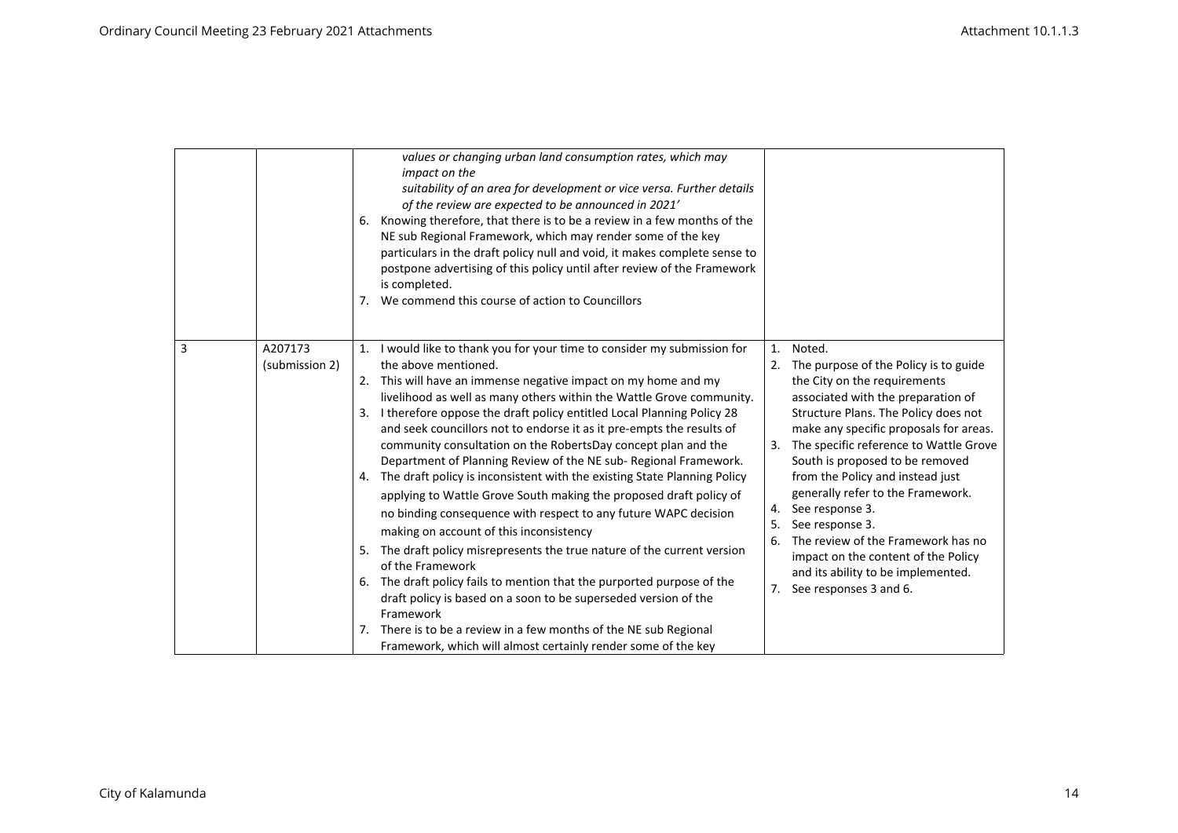| | | | |
|---|---|---|---|
| | | *values or changing urban land consumption rates, which may impact on the suitability of an area for development or vice versa. Further details of the review are expected to be announced in 2021'*<br>6. Knowing therefore, that there is to be a review in a few months of the NE sub Regional Framework, which may render some of the key particulars in the draft policy null and void, it makes complete sense to postpone advertising of this policy until after review of the Framework is completed.<br>7. We commend this course of action to Councillors | |
| 3 | A207173 (submission 2) | 1. I would like to thank you for your time to consider my submission for the above mentioned.<br>2. This will have an immense negative impact on my home and my livelihood as well as many others within the Wattle Grove community.<br>3. I therefore oppose the draft policy entitled Local Planning Policy 28 and seek councillors not to endorse it as it pre-empts the results of community consultation on the RobertsDay concept plan and the Department of Planning Review of the NE sub- Regional Framework.<br>4. The draft policy is inconsistent with the existing State Planning Policy applying to Wattle Grove South making the proposed draft policy of no binding consequence with respect to any future WAPC decision making on account of this inconsistency<br>5. The draft policy misrepresents the true nature of the current version of the Framework<br>6. The draft policy fails to mention that the purported purpose of the draft policy is based on a soon to be superseded version of the Framework<br>7. There is to be a review in a few months of the NE sub Regional Framework, which will almost certainly render some of the key | 1. Noted.<br>2. The purpose of the Policy is to guide the City on the requirements associated with the preparation of Structure Plans. The Policy does not make any specific proposals for areas.<br>3. The specific reference to Wattle Grove South is proposed to be removed from the Policy and instead just generally refer to the Framework.<br>4. See response 3.<br>5. See response 3.<br>6. The review of the Framework has no impact on the content of the Policy and its ability to be implemented.<br>7. See responses 3 and 6. |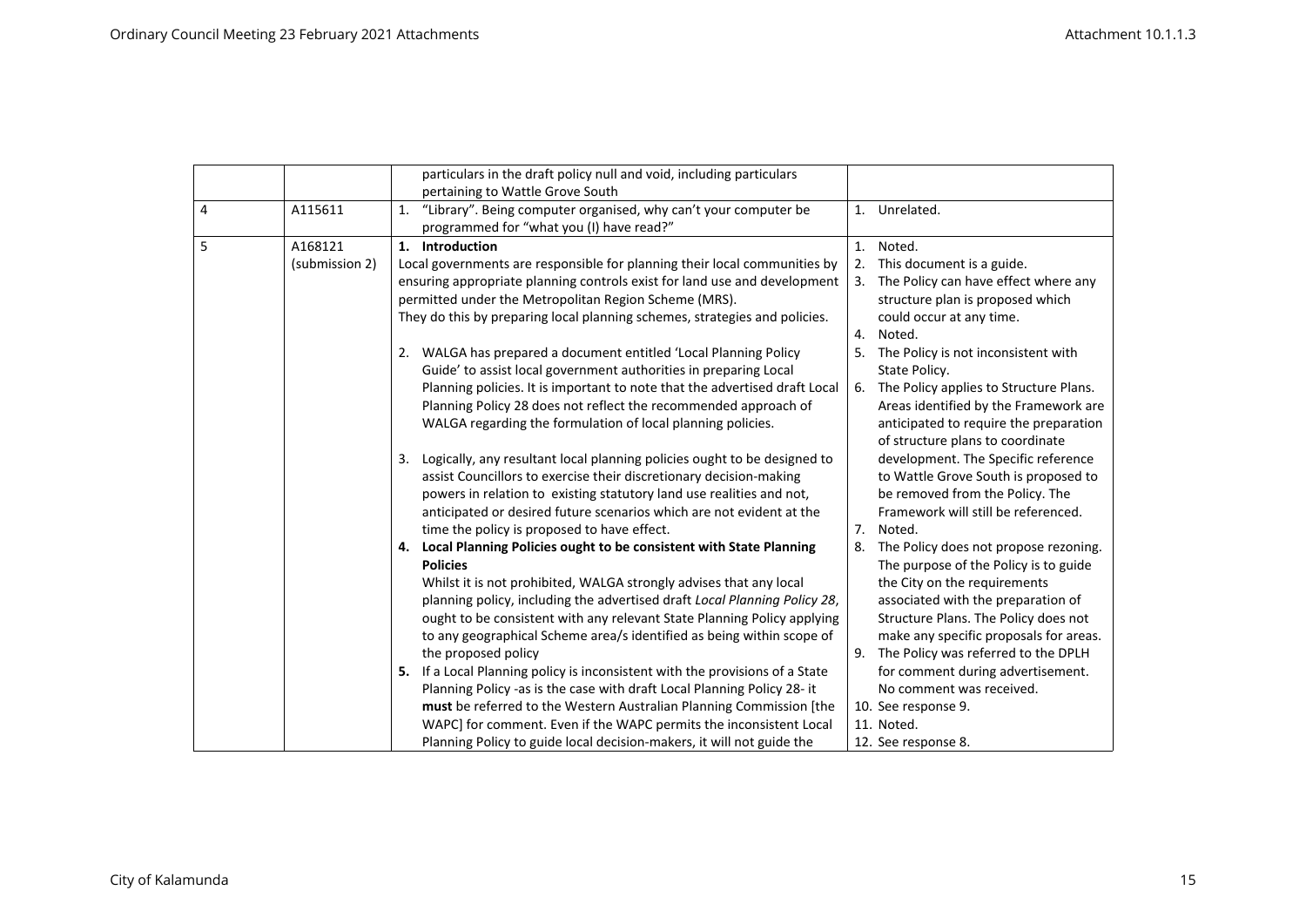| | | | |
|---|---|---|---|
| | | particulars in the draft policy null and void, including particulars pertaining to Wattle Grove South | |
| 4 | A115611 | 1. "Library". Being computer organised, why can't your computer be programmed for "what you (I) have read?" | 1. Unrelated. |
| 5 | A168121 (submission 2) | **1. Introduction**<br>Local governments are responsible for planning their local communities by ensuring appropriate planning controls exist for land use and development permitted under the Metropolitan Region Scheme (MRS).<br>They do this by preparing local planning schemes, strategies and policies.<br><br>2. WALGA has prepared a document entitled 'Local Planning Policy Guide' to assist local government authorities in preparing Local Planning policies. It is important to note that the advertised draft Local Planning Policy 28 does not reflect the recommended approach of WALGA regarding the formulation of local planning policies.<br><br>3. Logically, any resultant local planning policies ought to be designed to assist Councillors to exercise their discretionary decision-making powers in relation to existing statutory land use realities and not, anticipated or desired future scenarios which are not evident at the time the policy is proposed to have effect.<br>**4. Local Planning Policies ought to be consistent with State Planning Policies**<br>Whilst it is not prohibited, WALGA strongly advises that any local planning policy, including the advertised draft *Local Planning Policy 28*, ought to be consistent with any relevant State Planning Policy applying to any geographical Scheme area/s identified as being within scope of the proposed policy<br>**5.** If a Local Planning policy is inconsistent with the provisions of a State Planning Policy -as is the case with draft Local Planning Policy 28- it **must** be referred to the Western Australian Planning Commission [the WAPC] for comment. Even if the WAPC permits the inconsistent Local Planning Policy to guide local decision-makers, it will not guide the | 1. Noted.<br>2. This document is a guide.<br>3. The Policy can have effect where any structure plan is proposed which could occur at any time.<br>4. Noted.<br>5. The Policy is not inconsistent with State Policy.<br>6. The Policy applies to Structure Plans. Areas identified by the Framework are anticipated to require the preparation of structure plans to coordinate development. The Specific reference to Wattle Grove South is proposed to be removed from the Policy. The Framework will still be referenced.<br>7. Noted.<br>8. The Policy does not propose rezoning. The purpose of the Policy is to guide the City on the requirements associated with the preparation of Structure Plans. The Policy does not make any specific proposals for areas.<br>9. The Policy was referred to the DPLH for comment during advertisement. No comment was received.<br>10. See response 9.<br>11. Noted.<br>12. See response 8. |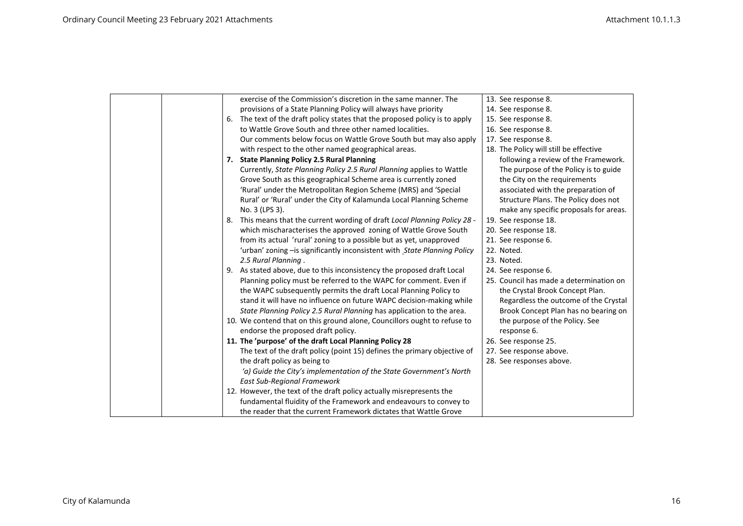| | | Submission | Response |
|---|---|---|---|
| | | exercise of the Commission's discretion in the same manner. The provisions of a State Planning Policy will always have priority<br>6. The text of the draft policy states that the proposed policy is to apply to Wattle Grove South and three other named localities. Our comments below focus on Wattle Grove South but may also apply with respect to the other named geographical areas.<br>7. **State Planning Policy 2.5 Rural Planning** Currently, *State Planning Policy 2.5 Rural Planning* applies to Wattle Grove South as this geographical Scheme area is currently zoned 'Rural' under the Metropolitan Region Scheme (MRS) and 'Special Rural' or 'Rural' under the City of Kalamunda Local Planning Scheme No. 3 (LPS 3).<br>8. This means that the current wording of draft *Local Planning Policy 28* - which mischaracterises the approved zoning of Wattle Grove South from its actual 'rural' zoning to a possible but as yet, unapproved 'urban' zoning –is significantly inconsistent with *State Planning Policy 2.5 Rural Planning*.<br>9. As stated above, due to this inconsistency the proposed draft Local Planning policy must be referred to the WAPC for comment. Even if the WAPC subsequently permits the draft Local Planning Policy to stand it will have no influence on future WAPC decision-making while *State Planning Policy 2.5 Rural Planning* has application to the area.<br>10. We contend that on this ground alone, Councillors ought to refuse to endorse the proposed draft policy.<br>11. **The 'purpose' of the draft Local Planning Policy 28** The text of the draft policy (point 15) defines the primary objective of the draft policy as being to *'a) Guide the City's implementation of the State Government's North East Sub-Regional Framework*<br>12. However, the text of the draft policy actually misrepresents the fundamental fluidity of the Framework and endeavours to convey to the reader that the current Framework dictates that Wattle Grove | 13. See response 8.<br>14. See response 8.<br>15. See response 8.<br>16. See response 8.<br>17. See response 8.<br>18. The Policy will still be effective following a review of the Framework. The purpose of the Policy is to guide the City on the requirements associated with the preparation of Structure Plans. The Policy does not make any specific proposals for areas.<br>19. See response 18.<br>20. See response 18.<br>21. See response 6.<br>22. Noted.<br>23. Noted.<br>24. See response 6.<br>25. Council has made a determination on the Crystal Brook Concept Plan. Regardless the outcome of the Crystal Brook Concept Plan has no bearing on the purpose of the Policy. See response 6.<br>26. See response 25.<br>27. See response above.<br>28. See responses above. |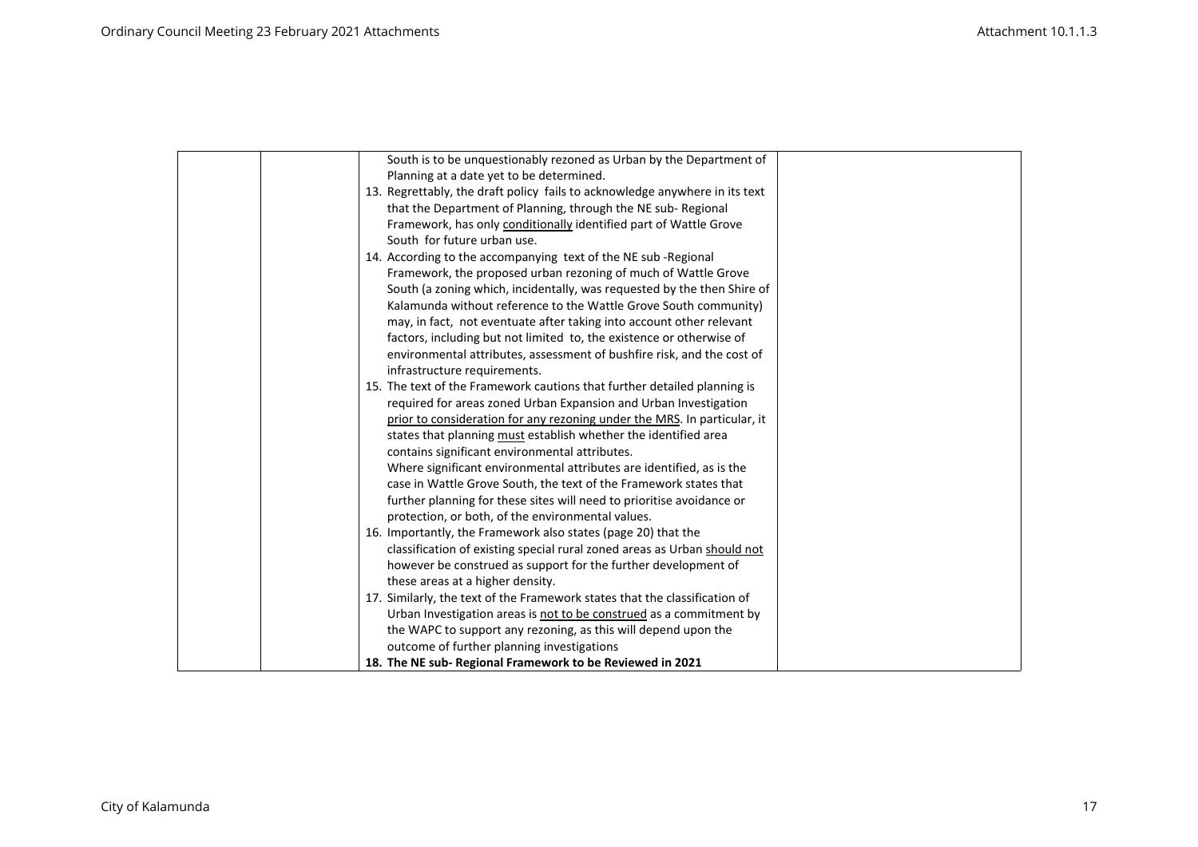| | | | |
|---|---|---|---|
| | | South is to be unquestionably rezoned as Urban by the Department of Planning at a date yet to be determined.<br>13. Regrettably, the draft policy fails to acknowledge anywhere in its text that the Department of Planning, through the NE sub- Regional Framework, has only <u>conditionally</u> identified part of Wattle Grove South for future urban use.<br>14. According to the accompanying text of the NE sub -Regional Framework, the proposed urban rezoning of much of Wattle Grove South (a zoning which, incidentally, was requested by the then Shire of Kalamunda without reference to the Wattle Grove South community) may, in fact, not eventuate after taking into account other relevant factors, including but not limited to, the existence or otherwise of environmental attributes, assessment of bushfire risk, and the cost of infrastructure requirements.<br>15. The text of the Framework cautions that further detailed planning is required for areas zoned Urban Expansion and Urban Investigation <u>prior to consideration for any rezoning under the MRS</u>. In particular, it states that planning <u>must</u> establish whether the identified area contains significant environmental attributes.<br>Where significant environmental attributes are identified, as is the case in Wattle Grove South, the text of the Framework states that further planning for these sites will need to prioritise avoidance or protection, or both, of the environmental values.<br>16. Importantly, the Framework also states (page 20) that the classification of existing special rural zoned areas as Urban <u>should not</u> however be construed as support for the further development of these areas at a higher density.<br>17. Similarly, the text of the Framework states that the classification of Urban Investigation areas is <u>not to be construed</u> as a commitment by the WAPC to support any rezoning, as this will depend upon the outcome of further planning investigations<br>**18. The NE sub- Regional Framework to be Reviewed in 2021** | |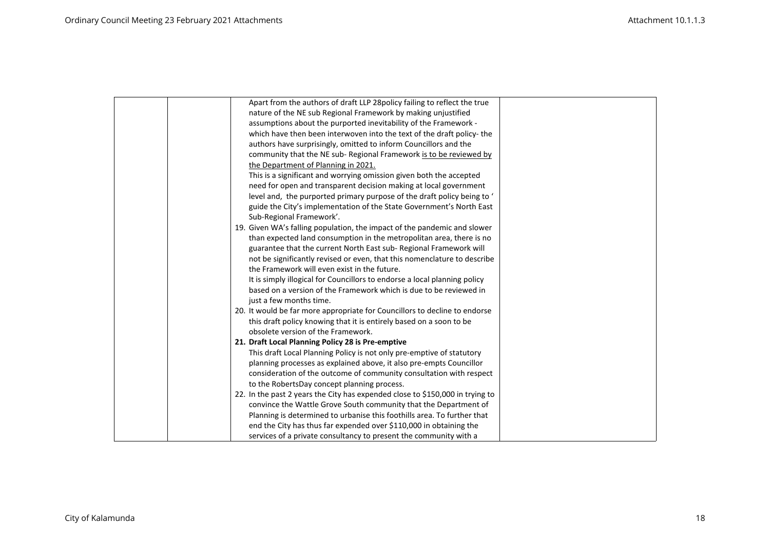| | | | |
|---|---|---|---|
| | | Apart from the authors of draft LLP 28policy failing to reflect the true nature of the NE sub Regional Framework by making unjustified assumptions about the purported inevitability of the Framework - which have then been interwoven into the text of the draft policy- the authors have surprisingly, omitted to inform Councillors and the community that the NE sub- Regional Framework <u>is to be reviewed by the Department of Planning in 2021.</u><br>This is a significant and worrying omission given both the accepted need for open and transparent decision making at local government level and, the purported primary purpose of the draft policy being to ' guide the City's implementation of the State Government's North East Sub-Regional Framework'.<br>19. Given WA's falling population, the impact of the pandemic and slower than expected land consumption in the metropolitan area, there is no guarantee that the current North East sub- Regional Framework will not be significantly revised or even, that this nomenclature to describe the Framework will even exist in the future.<br>It is simply illogical for Councillors to endorse a local planning policy based on a version of the Framework which is due to be reviewed in just a few months time.<br>20. It would be far more appropriate for Councillors to decline to endorse this draft policy knowing that it is entirely based on a soon to be obsolete version of the Framework.<br>**21. Draft Local Planning Policy 28 is Pre-emptive**<br>This draft Local Planning Policy is not only pre-emptive of statutory planning processes as explained above, it also pre-empts Councillor consideration of the outcome of community consultation with respect to the RobertsDay concept planning process.<br>22. In the past 2 years the City has expended close to $150,000 in trying to convince the Wattle Grove South community that the Department of Planning is determined to urbanise this foothills area. To further that end the City has thus far expended over $110,000 in obtaining the services of a private consultancy to present the community with a | |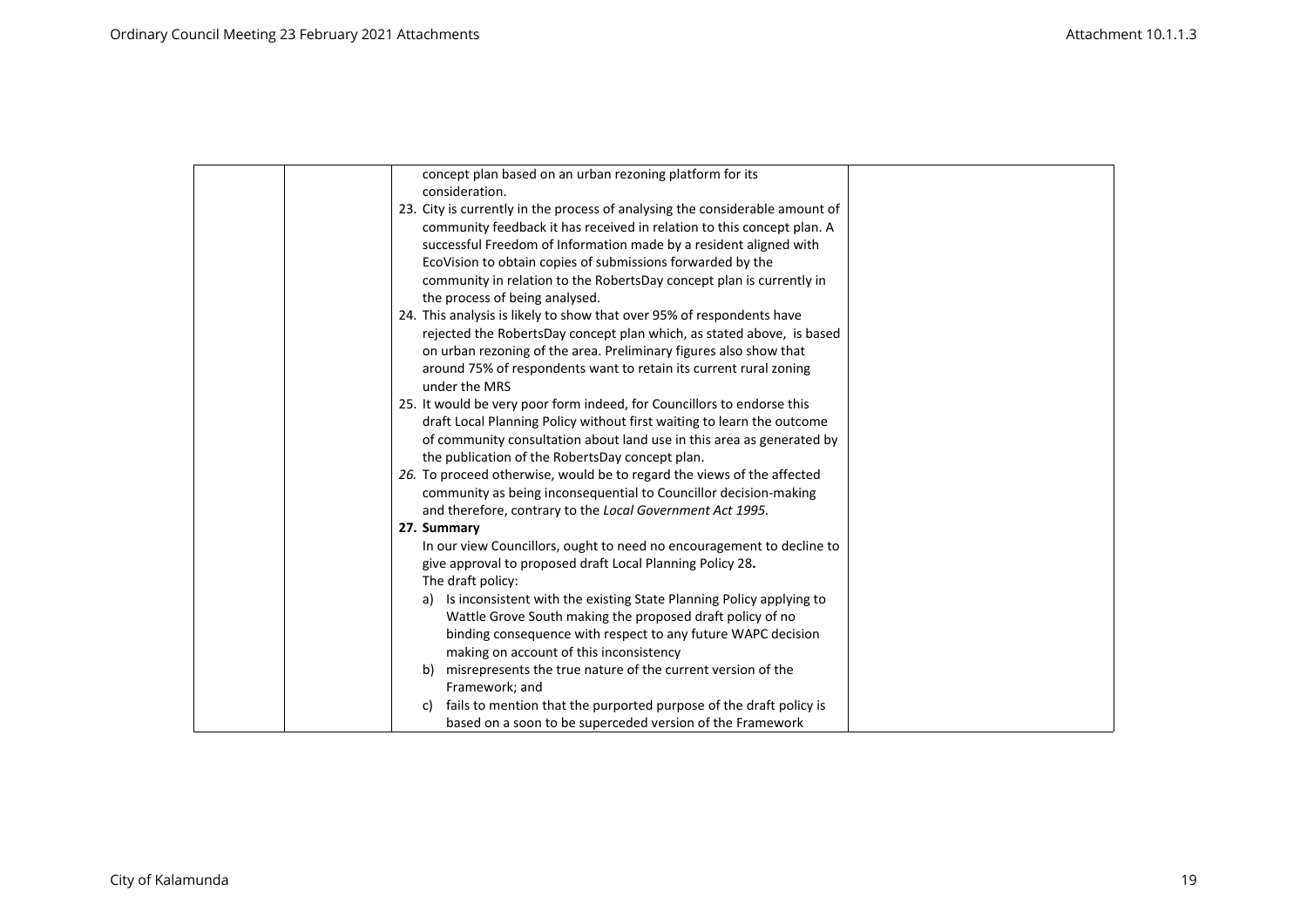| | | concept plan based on an urban rezoning platform for its consideration.<br>23. City is currently in the process of analysing the considerable amount of community feedback it has received in relation to this concept plan. A successful Freedom of Information made by a resident aligned with EcoVision to obtain copies of submissions forwarded by the community in relation to the RobertsDay concept plan is currently in the process of being analysed.<br>24. This analysis is likely to show that over 95% of respondents have rejected the RobertsDay concept plan which, as stated above, is based on urban rezoning of the area. Preliminary figures also show that around 75% of respondents want to retain its current rural zoning under the MRS<br>25. It would be very poor form indeed, for Councillors to endorse this draft Local Planning Policy without first waiting to learn the outcome of community consultation about land use in this area as generated by the publication of the RobertsDay concept plan.<br>*26.* To proceed otherwise, would be to regard the views of the affected community as being inconsequential to Councillor decision-making and therefore, contrary to the *Local Government Act 1995.*<br>**27. Summary**<br>In our view Councillors, ought to need no encouragement to decline to give approval to proposed draft Local Planning Policy 28**.**<br>The draft policy:<br>a) Is inconsistent with the existing State Planning Policy applying to Wattle Grove South making the proposed draft policy of no binding consequence with respect to any future WAPC decision making on account of this inconsistency<br>b) misrepresents the true nature of the current version of the Framework; and<br>c) fails to mention that the purported purpose of the draft policy is based on a soon to be superceded version of the Framework | |
|---|---|---|---|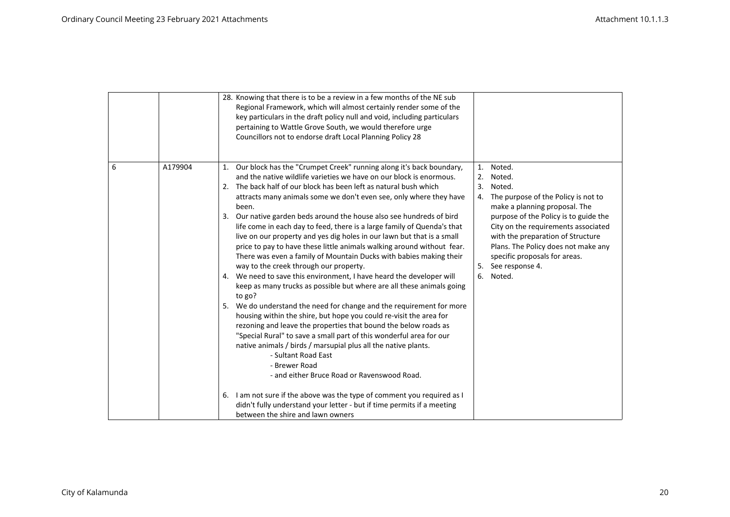| | | | |
|---|---|---|---|
| | | 28. Knowing that there is to be a review in a few months of the NE sub Regional Framework, which will almost certainly render some of the key particulars in the draft policy null and void, including particulars pertaining to Wattle Grove South, we would therefore urge Councillors not to endorse draft Local Planning Policy 28 | |
| 6 | A179904 | 1. Our block has the "Crumpet Creek" running along it's back boundary, and the native wildlife varieties we have on our block is enormous.<br>2. The back half of our block has been left as natural bush which attracts many animals some we don't even see, only where they have been.<br>3. Our native garden beds around the house also see hundreds of bird life come in each day to feed, there is a large family of Quenda's that live on our property and yes dig holes in our lawn but that is a small price to pay to have these little animals walking around without fear. There was even a family of Mountain Ducks with babies making their way to the creek through our property.<br>4. We need to save this environment, I have heard the developer will keep as many trucks as possible but where are all these animals going to go?<br>5. We do understand the need for change and the requirement for more housing within the shire, but hope you could re-visit the area for rezoning and leave the properties that bound the below roads as "Special Rural" to save a small part of this wonderful area for our native animals / birds / marsupial plus all the native plants.<br>- Sultant Road East<br>- Brewer Road<br>- and either Bruce Road or Ravenswood Road.<br>6. I am not sure if the above was the type of comment you required as I didn't fully understand your letter - but if time permits if a meeting between the shire and lawn owners | 1. Noted.<br>2. Noted.<br>3. Noted.<br>4. The purpose of the Policy is not to make a planning proposal. The purpose of the Policy is to guide the City on the requirements associated with the preparation of Structure Plans. The Policy does not make any specific proposals for areas.<br>5. See response 4.<br>6. Noted. |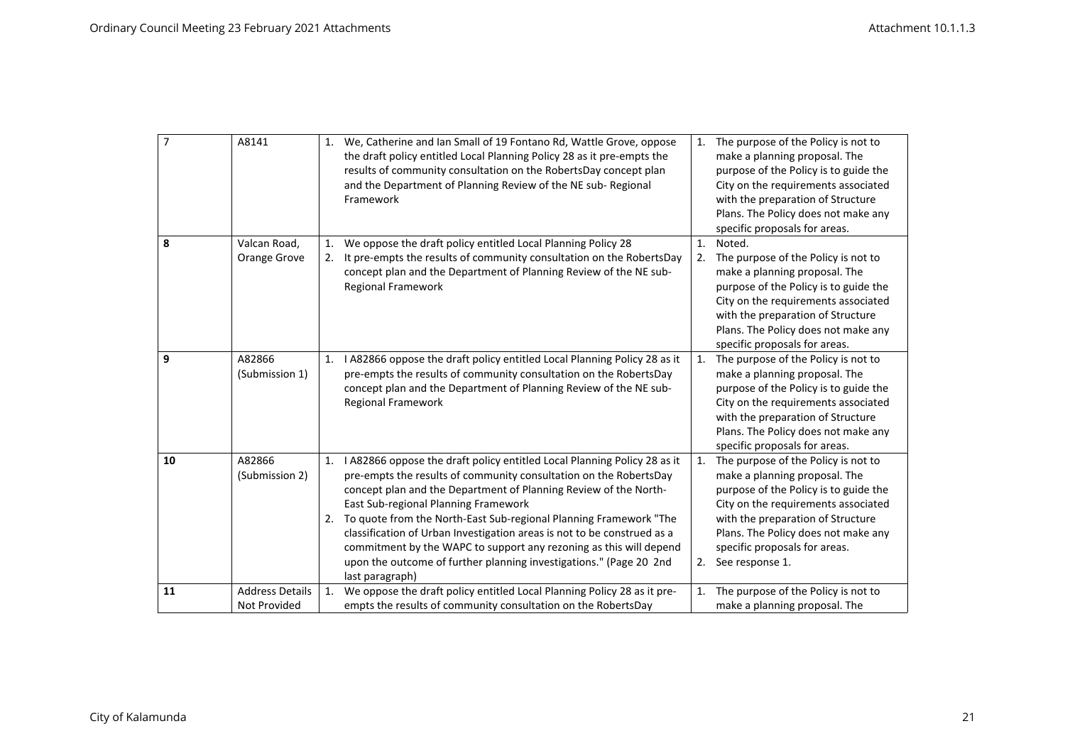| 7 | A8141 | 1. We, Catherine and Ian Small of 19 Fontano Rd, Wattle Grove, oppose the draft policy entitled Local Planning Policy 28 as it pre-empts the results of community consultation on the RobertsDay concept plan and the Department of Planning Review of the NE sub- Regional Framework | 1. The purpose of the Policy is not to make a planning proposal. The purpose of the Policy is to guide the City on the requirements associated with the preparation of Structure Plans. The Policy does not make any specific proposals for areas. |
|---|---|---|---|
| 8 | Valcan Road, Orange Grove | 1. We oppose the draft policy entitled Local Planning Policy 28<br>2. It pre-empts the results of community consultation on the RobertsDay concept plan and the Department of Planning Review of the NE sub-Regional Framework | 1. Noted.<br>2. The purpose of the Policy is not to make a planning proposal. The purpose of the Policy is to guide the City on the requirements associated with the preparation of Structure Plans. The Policy does not make any specific proposals for areas. |
| 9 | A82866 (Submission 1) | 1. I A82866 oppose the draft policy entitled Local Planning Policy 28 as it pre-empts the results of community consultation on the RobertsDay concept plan and the Department of Planning Review of the NE sub-Regional Framework | 1. The purpose of the Policy is not to make a planning proposal. The purpose of the Policy is to guide the City on the requirements associated with the preparation of Structure Plans. The Policy does not make any specific proposals for areas. |
| 10 | A82866 (Submission 2) | 1. I A82866 oppose the draft policy entitled Local Planning Policy 28 as it pre-empts the results of community consultation on the RobertsDay concept plan and the Department of Planning Review of the North-East Sub-regional Planning Framework<br>2. To quote from the North-East Sub-regional Planning Framework "The classification of Urban Investigation areas is not to be construed as a commitment by the WAPC to support any rezoning as this will depend upon the outcome of further planning investigations." (Page 20 2nd last paragraph) | 1. The purpose of the Policy is not to make a planning proposal. The purpose of the Policy is to guide the City on the requirements associated with the preparation of Structure Plans. The Policy does not make any specific proposals for areas.<br>2. See response 1. |
| 11 | Address Details Not Provided | 1. We oppose the draft policy entitled Local Planning Policy 28 as it pre-empts the results of community consultation on the RobertsDay | 1. The purpose of the Policy is not to make a planning proposal. The |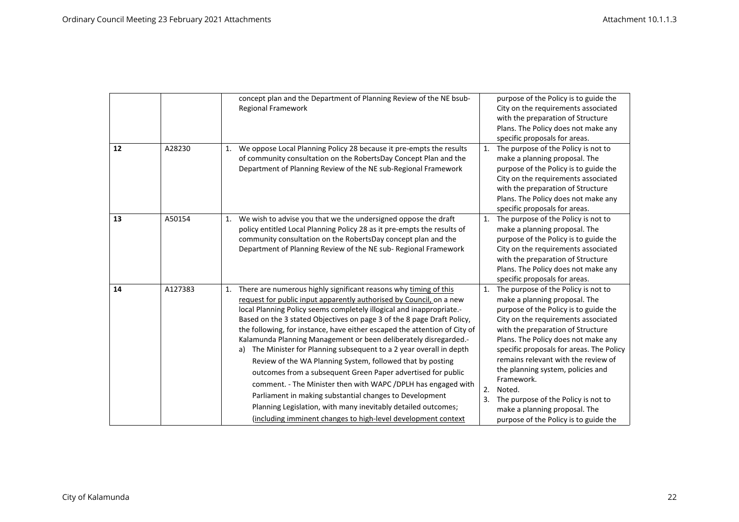| | | | |
|---|---|---|---|
| | | concept plan and the Department of Planning Review of the NE bsub-Regional Framework | purpose of the Policy is to guide the City on the requirements associated with the preparation of Structure Plans. The Policy does not make any specific proposals for areas. |
| 12 | A28230 | 1. We oppose Local Planning Policy 28 because it pre-empts the results of community consultation on the RobertsDay Concept Plan and the Department of Planning Review of the NE sub-Regional Framework | 1. The purpose of the Policy is not to make a planning proposal. The purpose of the Policy is to guide the City on the requirements associated with the preparation of Structure Plans. The Policy does not make any specific proposals for areas. |
| 13 | A50154 | 1. We wish to advise you that we the undersigned oppose the draft policy entitled Local Planning Policy 28 as it pre-empts the results of community consultation on the RobertsDay concept plan and the Department of Planning Review of the NE sub- Regional Framework | 1. The purpose of the Policy is not to make a planning proposal. The purpose of the Policy is to guide the City on the requirements associated with the preparation of Structure Plans. The Policy does not make any specific proposals for areas. |
| 14 | A127383 | 1. There are numerous highly significant reasons why timing of this request for public input apparently authorised by Council, on a new local Planning Policy seems completely illogical and inappropriate.- Based on the 3 stated Objectives on page 3 of the 8 page Draft Policy, the following, for instance, have either escaped the attention of City of Kalamunda Planning Management or been deliberately disregarded.-<br>a) The Minister for Planning subsequent to a 2 year overall in depth Review of the WA Planning System, followed that by posting outcomes from a subsequent Green Paper advertised for public comment. - The Minister then with WAPC /DPLH has engaged with Parliament in making substantial changes to Development Planning Legislation, with many inevitably detailed outcomes; (including imminent changes to high-level development context | 1. The purpose of the Policy is not to make a planning proposal. The purpose of the Policy is to guide the City on the requirements associated with the preparation of Structure Plans. The Policy does not make any specific proposals for areas. The Policy remains relevant with the review of the planning system, policies and Framework.<br>2. Noted.<br>3. The purpose of the Policy is not to make a planning proposal. The purpose of the Policy is to guide the |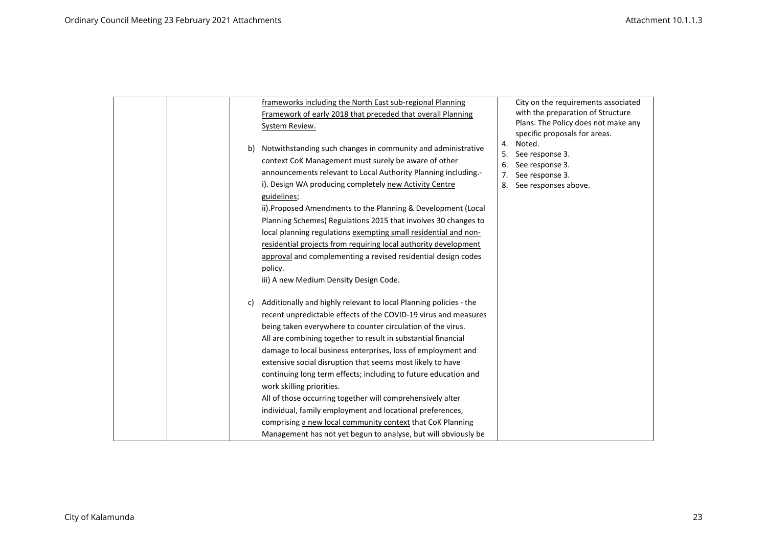|  |  | frameworks including the North East sub-regional Planning Framework of early 2018 that preceded that overall Planning System Review.<br><br>b) Notwithstanding such changes in community and administrative context CoK Management must surely be aware of other announcements relevant to Local Authority Planning including.-<br>i). Design WA producing completely new Activity Centre guidelines;<br>ii).Proposed Amendments to the Planning & Development (Local Planning Schemes) Regulations 2015 that involves 30 changes to local planning regulations exempting small residential and non-residential projects from requiring local authority development approval and complementing a revised residential design codes policy.<br>iii) A new Medium Density Design Code.<br><br>c) Additionally and highly relevant to local Planning policies - the recent unpredictable effects of the COVID-19 virus and measures being taken everywhere to counter circulation of the virus.<br>All are combining together to result in substantial financial damage to local business enterprises, loss of employment and extensive social disruption that seems most likely to have continuing long term effects; including to future education and work skilling priorities.<br>All of those occurring together will comprehensively alter individual, family employment and locational preferences, comprising a new local community context that CoK Planning Management has not yet begun to analyse, but will obviously be | City on the requirements associated with the preparation of Structure Plans. The Policy does not make any specific proposals for areas.<br>4. Noted.<br>5. See response 3.<br>6. See response 3.<br>7. See response 3.<br>8. See responses above. |
|---|---|---|---|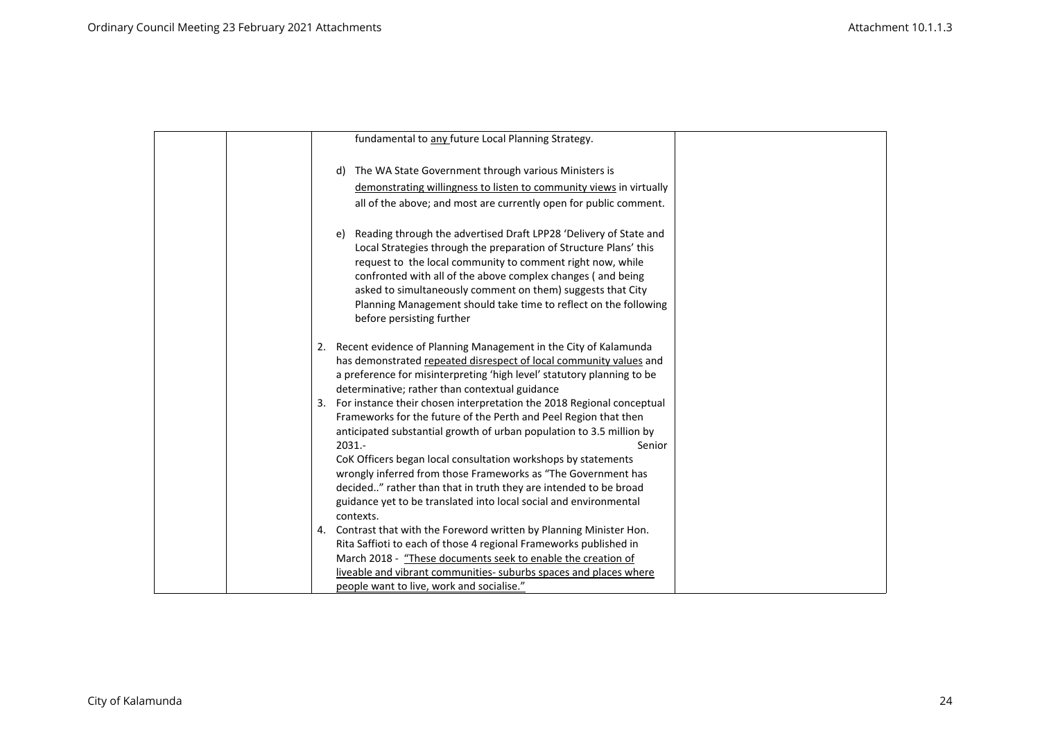|  |  | fundamental to <u>any</u> future Local Planning Strategy.<br><br>d) The WA State Government through various Ministers is <u>demonstrating willingness to listen to community views</u> in virtually all of the above; and most are currently open for public comment.<br><br>e) Reading through the advertised Draft LPP28 'Delivery of State and Local Strategies through the preparation of Structure Plans' this request to the local community to comment right now, while confronted with all of the above complex changes ( and being asked to simultaneously comment on them) suggests that City Planning Management should take time to reflect on the following before persisting further<br><br>2. Recent evidence of Planning Management in the City of Kalamunda has demonstrated <u>repeated disrespect of local community values</u> and a preference for misinterpreting 'high level' statutory planning to be determinative; rather than contextual guidance<br>3. For instance their chosen interpretation the 2018 Regional conceptual Frameworks for the future of the Perth and Peel Region that then anticipated substantial growth of urban population to 3.5 million by 2031.- Senior CoK Officers began local consultation workshops by statements wrongly inferred from those Frameworks as "The Government has decided.." rather than that in truth they are intended to be broad guidance yet to be translated into local social and environmental contexts.<br>4. Contrast that with the Foreword written by Planning Minister Hon. Rita Saffioti to each of those 4 regional Frameworks published in March 2018 - <u>"These documents seek to enable the creation of liveable and vibrant communities- suburbs spaces and places where people want to live, work and socialise."</u> |  |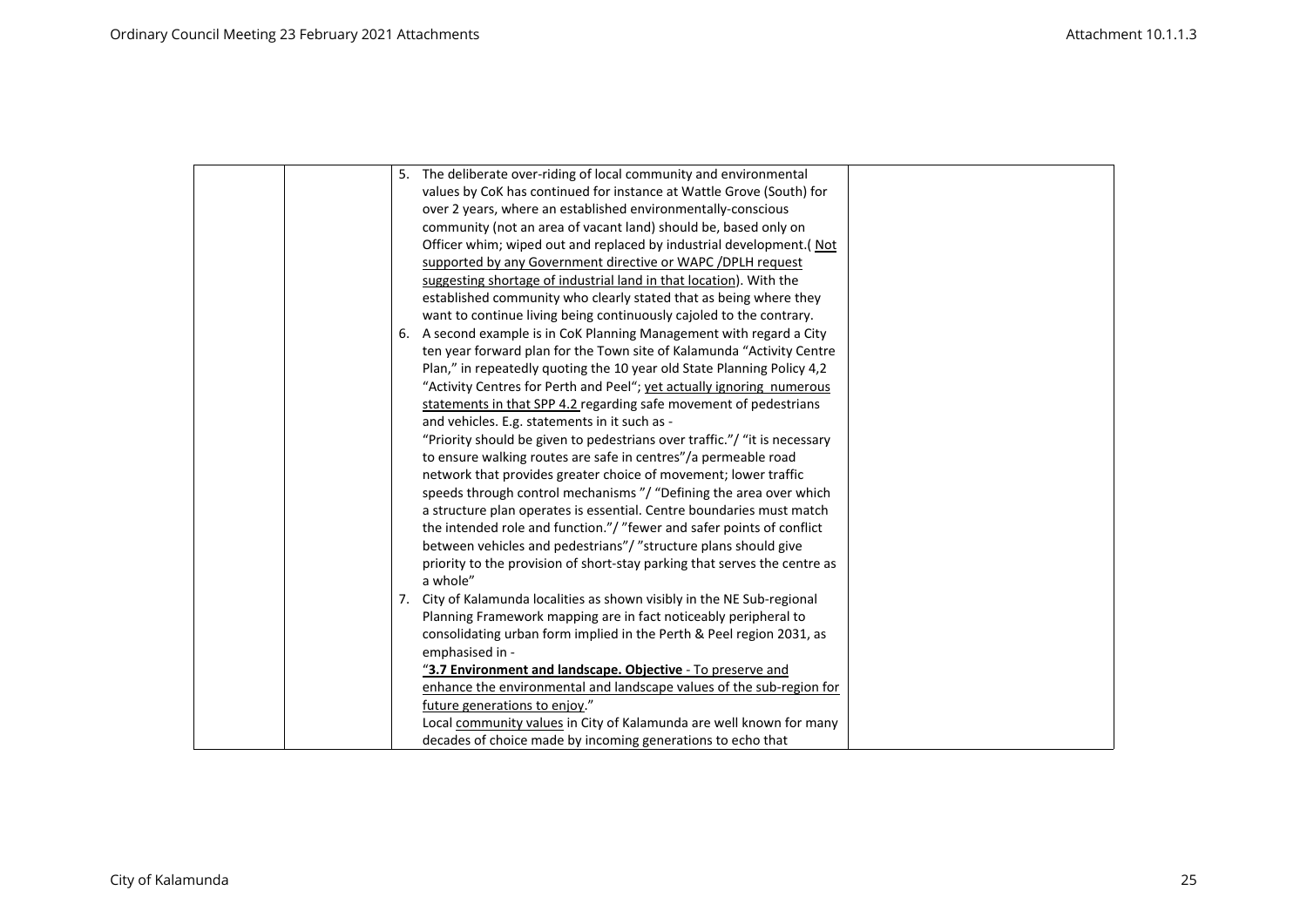| | | | |
|---|---|---|---|
| | | 5. The deliberate over-riding of local community and environmental values by CoK has continued for instance at Wattle Grove (South) for over 2 years, where an established environmentally-conscious community (not an area of vacant land) should be, based only on Officer whim; wiped out and replaced by industrial development.( <u>Not supported by any Government directive or WAPC /DPLH request suggesting shortage of industrial land in that location</u>). With the established community who clearly stated that as being where they want to continue living being continuously cajoled to the contrary.<br>6. A second example is in CoK Planning Management with regard a City ten year forward plan for the Town site of Kalamunda "Activity Centre Plan," in repeatedly quoting the 10 year old State Planning Policy 4,2 "Activity Centres for Perth and Peel"; <u>yet actually ignoring numerous statements in that SPP 4.2</u> regarding safe movement of pedestrians and vehicles. E.g. statements in it such as - "Priority should be given to pedestrians over traffic."/ "it is necessary to ensure walking routes are safe in centres"/a permeable road network that provides greater choice of movement; lower traffic speeds through control mechanisms "/ "Defining the area over which a structure plan operates is essential. Centre boundaries must match the intended role and function."/ "fewer and safer points of conflict between vehicles and pedestrians"/ "structure plans should give priority to the provision of short-stay parking that serves the centre as a whole"<br>7. City of Kalamunda localities as shown visibly in the NE Sub-regional Planning Framework mapping are in fact noticeably peripheral to consolidating urban form implied in the Perth & Peel region 2031, as emphasised in - <u>"**3.7 Environment and landscape. Objective** - To preserve and enhance the environmental and landscape values of the sub-region for future generations to enjoy</u>." Local <u>community values</u> in City of Kalamunda are well known for many decades of choice made by incoming generations to echo that | |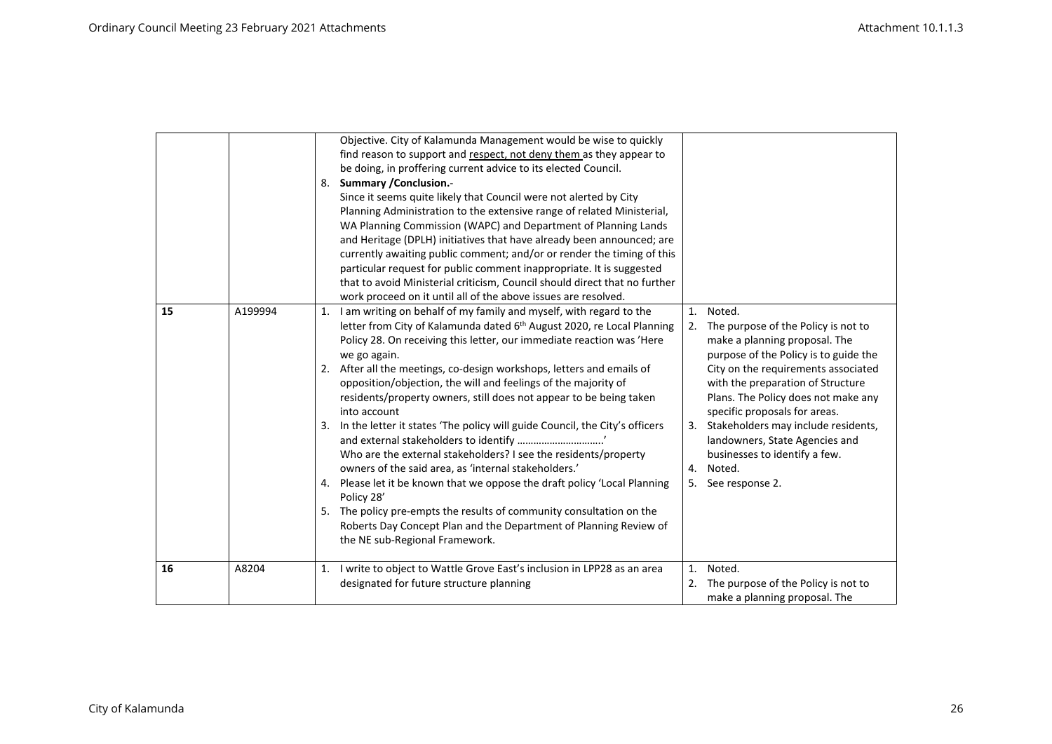| | | | |
|---|---|---|---|
| | | Objective. City of Kalamunda Management would be wise to quickly find reason to support and respect, not deny them as they appear to be doing, in proffering current advice to its elected Council.<br>8. **Summary /Conclusion.**-<br>Since it seems quite likely that Council were not alerted by City Planning Administration to the extensive range of related Ministerial, WA Planning Commission (WAPC) and Department of Planning Lands and Heritage (DPLH) initiatives that have already been announced; are currently awaiting public comment; and/or or render the timing of this particular request for public comment inappropriate. It is suggested that to avoid Ministerial criticism, Council should direct that no further work proceed on it until all of the above issues are resolved. | |
| **15** | A199994 | 1. I am writing on behalf of my family and myself, with regard to the letter from City of Kalamunda dated 6th August 2020, re Local Planning Policy 28. On receiving this letter, our immediate reaction was 'Here we go again.<br>2. After all the meetings, co-design workshops, letters and emails of opposition/objection, the will and feelings of the majority of residents/property owners, still does not appear to be being taken into account<br>3. In the letter it states 'The policy will guide Council, the City's officers and external stakeholders to identify …………………………'<br>Who are the external stakeholders? I see the residents/property owners of the said area, as 'internal stakeholders.'<br>4. Please let it be known that we oppose the draft policy 'Local Planning Policy 28'<br>5. The policy pre-empts the results of community consultation on the Roberts Day Concept Plan and the Department of Planning Review of the NE sub-Regional Framework. | 1. Noted.<br>2. The purpose of the Policy is not to make a planning proposal. The purpose of the Policy is to guide the City on the requirements associated with the preparation of Structure Plans. The Policy does not make any specific proposals for areas.<br>3. Stakeholders may include residents, landowners, State Agencies and businesses to identify a few.<br>4. Noted.<br>5. See response 2. |
| **16** | A8204 | 1. I write to object to Wattle Grove East's inclusion in LPP28 as an area designated for future structure planning | 1. Noted.<br>2. The purpose of the Policy is not to make a planning proposal. The |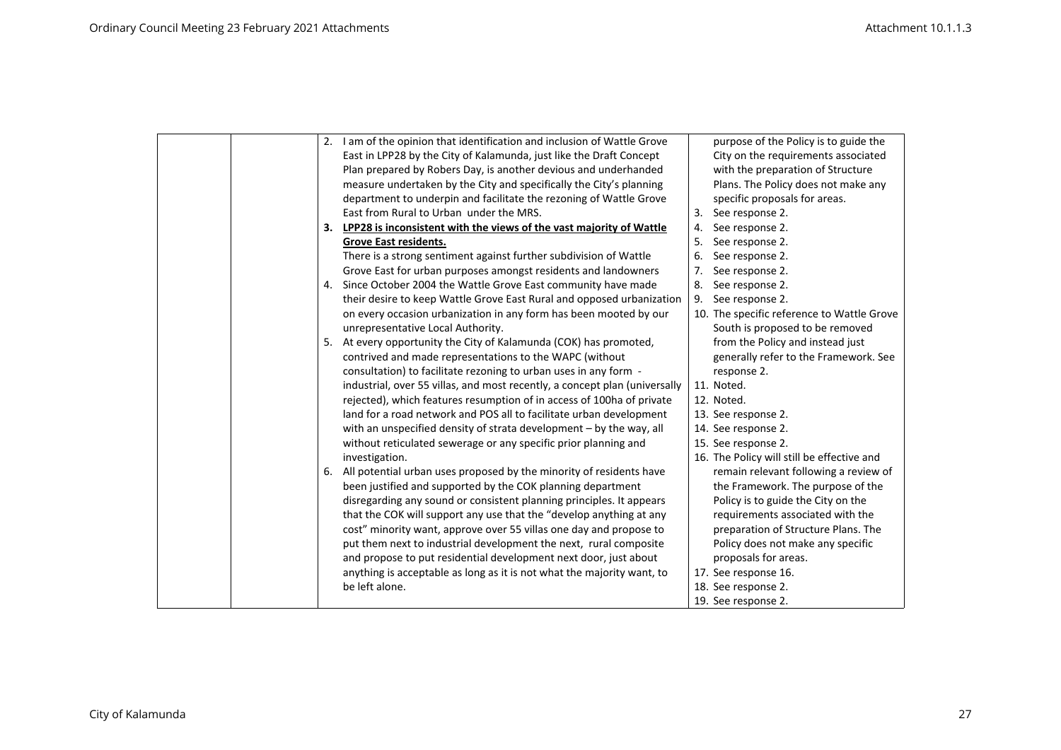| | | Submission | Response |
|---|---|---|---|
| | | 2. I am of the opinion that identification and inclusion of Wattle Grove East in LPP28 by the City of Kalamunda, just like the Draft Concept Plan prepared by Robers Day, is another devious and underhanded measure undertaken by the City and specifically the City's planning department to underpin and facilitate the rezoning of Wattle Grove East from Rural to Urban under the MRS.<br>3. **LPP28 is inconsistent with the views of the vast majority of Wattle Grove East residents.**<br>There is a strong sentiment against further subdivision of Wattle Grove East for urban purposes amongst residents and landowners<br>4. Since October 2004 the Wattle Grove East community have made their desire to keep Wattle Grove East Rural and opposed urbanization on every occasion urbanization in any form has been mooted by our unrepresentative Local Authority.<br>5. At every opportunity the City of Kalamunda (COK) has promoted, contrived and made representations to the WAPC (without consultation) to facilitate rezoning to urban uses in any form - industrial, over 55 villas, and most recently, a concept plan (universally rejected), which features resumption of in access of 100ha of private land for a road network and POS all to facilitate urban development with an unspecified density of strata development – by the way, all without reticulated sewerage or any specific prior planning and investigation.<br>6. All potential urban uses proposed by the minority of residents have been justified and supported by the COK planning department disregarding any sound or consistent planning principles. It appears that the COK will support any use that the "develop anything at any cost" minority want, approve over 55 villas one day and propose to put them next to industrial development the next, rural composite and propose to put residential development next door, just about anything is acceptable as long as it is not what the majority want, to be left alone. | purpose of the Policy is to guide the City on the requirements associated with the preparation of Structure Plans. The Policy does not make any specific proposals for areas.<br>3. See response 2.<br>4. See response 2.<br>5. See response 2.<br>6. See response 2.<br>7. See response 2.<br>8. See response 2.<br>9. See response 2.<br>10. The specific reference to Wattle Grove South is proposed to be removed from the Policy and instead just generally refer to the Framework. See response 2.<br>11. Noted.<br>12. Noted.<br>13. See response 2.<br>14. See response 2.<br>15. See response 2.<br>16. The Policy will still be effective and remain relevant following a review of the Framework. The purpose of the Policy is to guide the City on the requirements associated with the preparation of Structure Plans. The Policy does not make any specific proposals for areas.<br>17. See response 16.<br>18. See response 2.<br>19. See response 2. |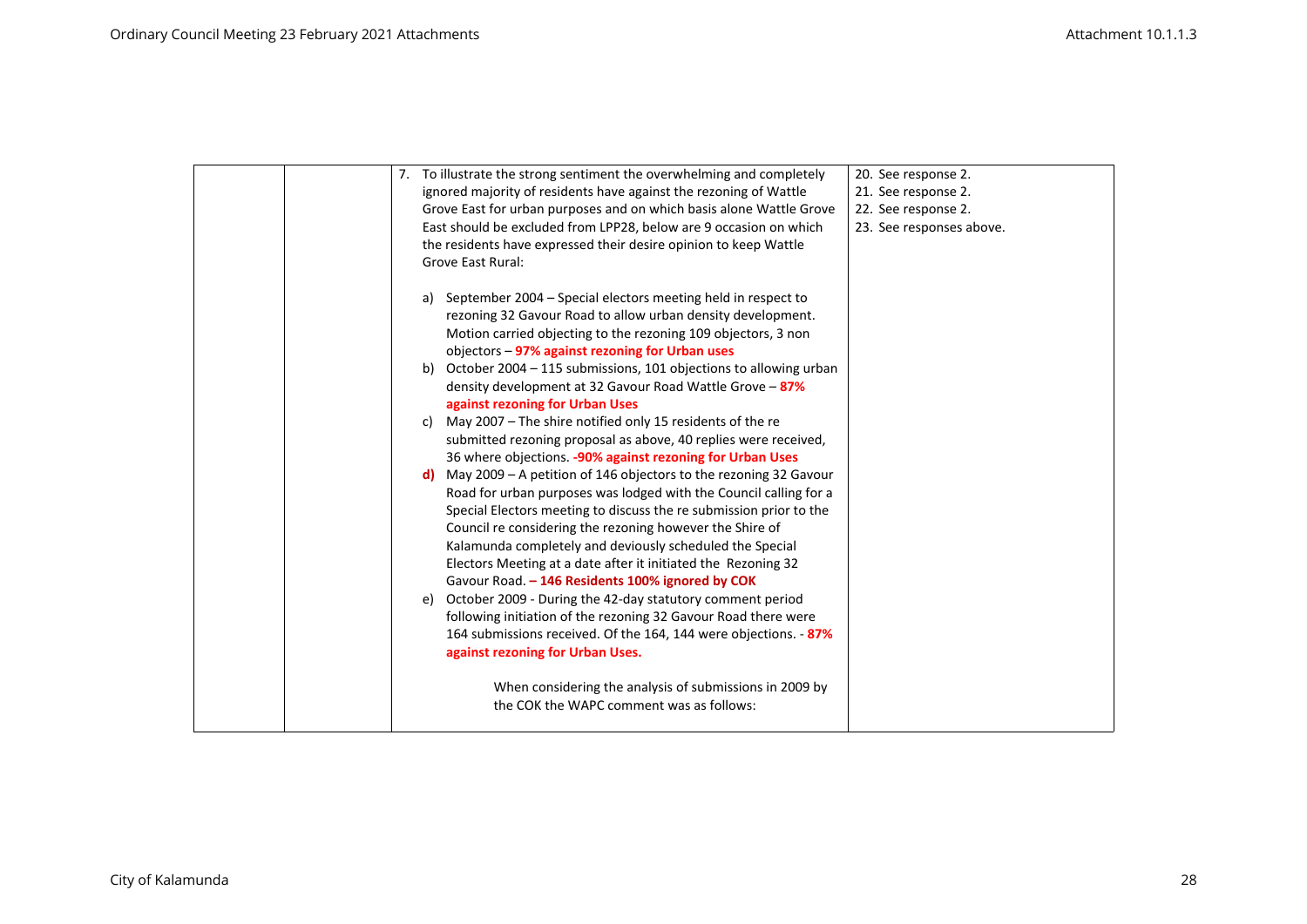| | | 7. To illustrate the strong sentiment the overwhelming and completely ignored majority of residents have against the rezoning of Wattle Grove East for urban purposes and on which basis alone Wattle Grove East should be excluded from LPP28, below are 9 occasion on which the residents have expressed their desire opinion to keep Wattle Grove East Rural:<br><br>a) September 2004 – Special electors meeting held in respect to rezoning 32 Gavour Road to allow urban density development. Motion carried objecting to the rezoning 109 objectors, 3 non objectors – **97% against rezoning for Urban uses**<br>b) October 2004 – 115 submissions, 101 objections to allowing urban density development at 32 Gavour Road Wattle Grove – **87% against rezoning for Urban Uses**<br>c) May 2007 – The shire notified only 15 residents of the re submitted rezoning proposal as above, 40 replies were received, 36 where objections. **-90% against rezoning for Urban Uses**<br>**d)** May 2009 – A petition of 146 objectors to the rezoning 32 Gavour Road for urban purposes was lodged with the Council calling for a Special Electors meeting to discuss the re submission prior to the Council re considering the rezoning however the Shire of Kalamunda completely and deviously scheduled the Special Electors Meeting at a date after it initiated the Rezoning 32 Gavour Road. **– 146 Residents 100% ignored by COK**<br>e) October 2009 - During the 42-day statutory comment period following initiation of the rezoning 32 Gavour Road there were 164 submissions received. Of the 164, 144 were objections. - **87% against rezoning for Urban Uses.**<br><br>When considering the analysis of submissions in 2009 by the COK the WAPC comment was as follows: | 20. See response 2.<br>21. See response 2.<br>22. See response 2.<br>23. See responses above. |
|---|---|---|---|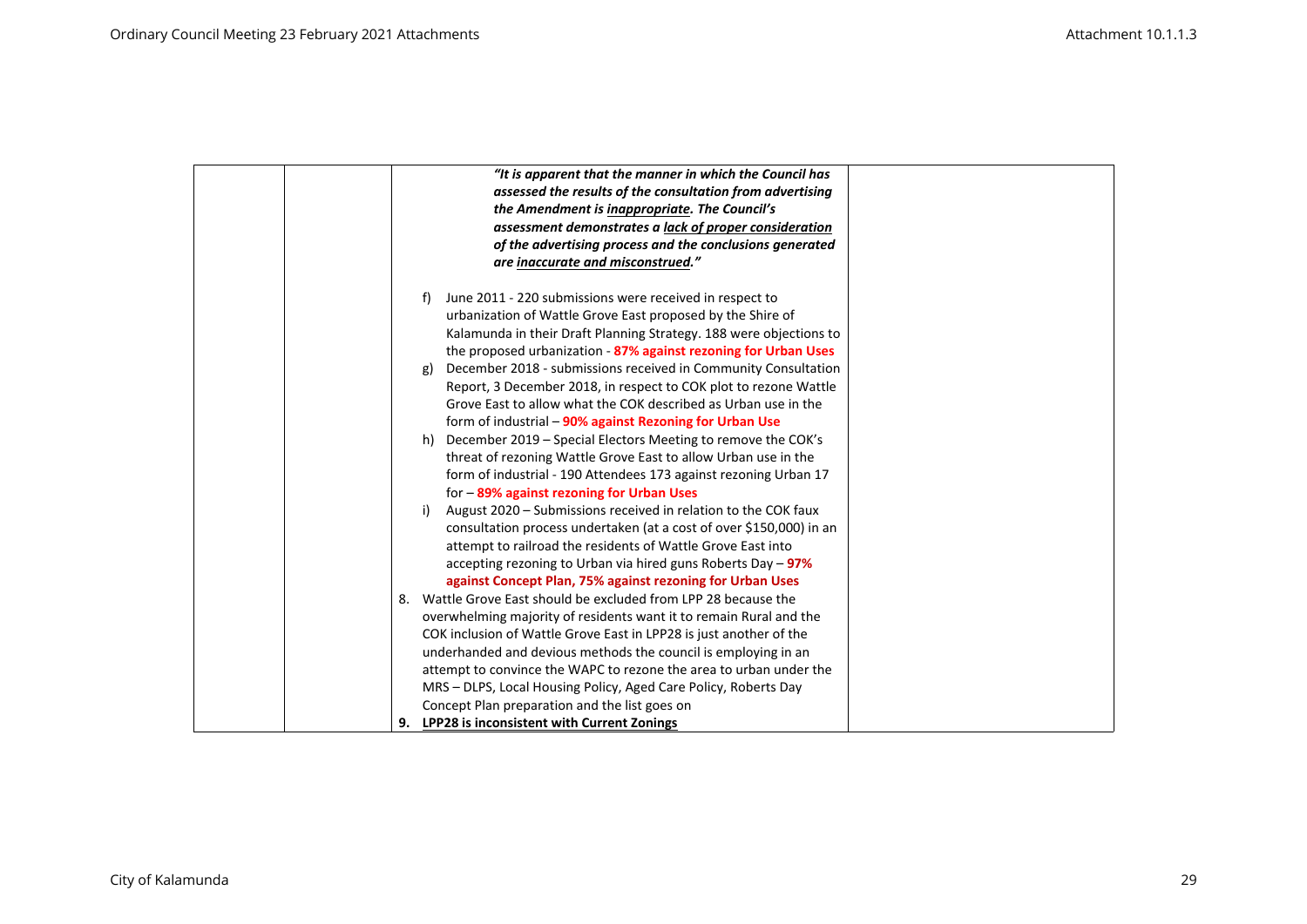| | | | |
|---|---|---|---|
| | | ***"It is apparent that the manner in which the Council has assessed the results of the consultation from advertising the Amendment is <u>inappropriate</u>. The Council's assessment demonstrates a <u>lack of proper consideration</u> of the advertising process and the conclusions generated are <u>inaccurate and misconstrued</u>."***<br><br>f) June 2011 - 220 submissions were received in respect to urbanization of Wattle Grove East proposed by the Shire of Kalamunda in their Draft Planning Strategy. 188 were objections to the proposed urbanization - **87% against rezoning for Urban Uses**<br>g) December 2018 - submissions received in Community Consultation Report, 3 December 2018, in respect to COK plot to rezone Wattle Grove East to allow what the COK described as Urban use in the form of industrial – **90% against Rezoning for Urban Use**<br>h) December 2019 – Special Electors Meeting to remove the COK's threat of rezoning Wattle Grove East to allow Urban use in the form of industrial - 190 Attendees 173 against rezoning Urban 17 for – **89% against rezoning for Urban Uses**<br>i) August 2020 – Submissions received in relation to the COK faux consultation process undertaken (at a cost of over $150,000) in an attempt to railroad the residents of Wattle Grove East into accepting rezoning to Urban via hired guns Roberts Day – **97% against Concept Plan, 75% against rezoning for Urban Uses**<br><br>8. Wattle Grove East should be excluded from LPP 28 because the overwhelming majority of residents want it to remain Rural and the COK inclusion of Wattle Grove East in LPP28 is just another of the underhanded and devious methods the council is employing in an attempt to convince the WAPC to rezone the area to urban under the MRS – DLPS, Local Housing Policy, Aged Care Policy, Roberts Day Concept Plan preparation and the list goes on<br>**9. <u>LPP28 is inconsistent with Current Zonings</u>** | |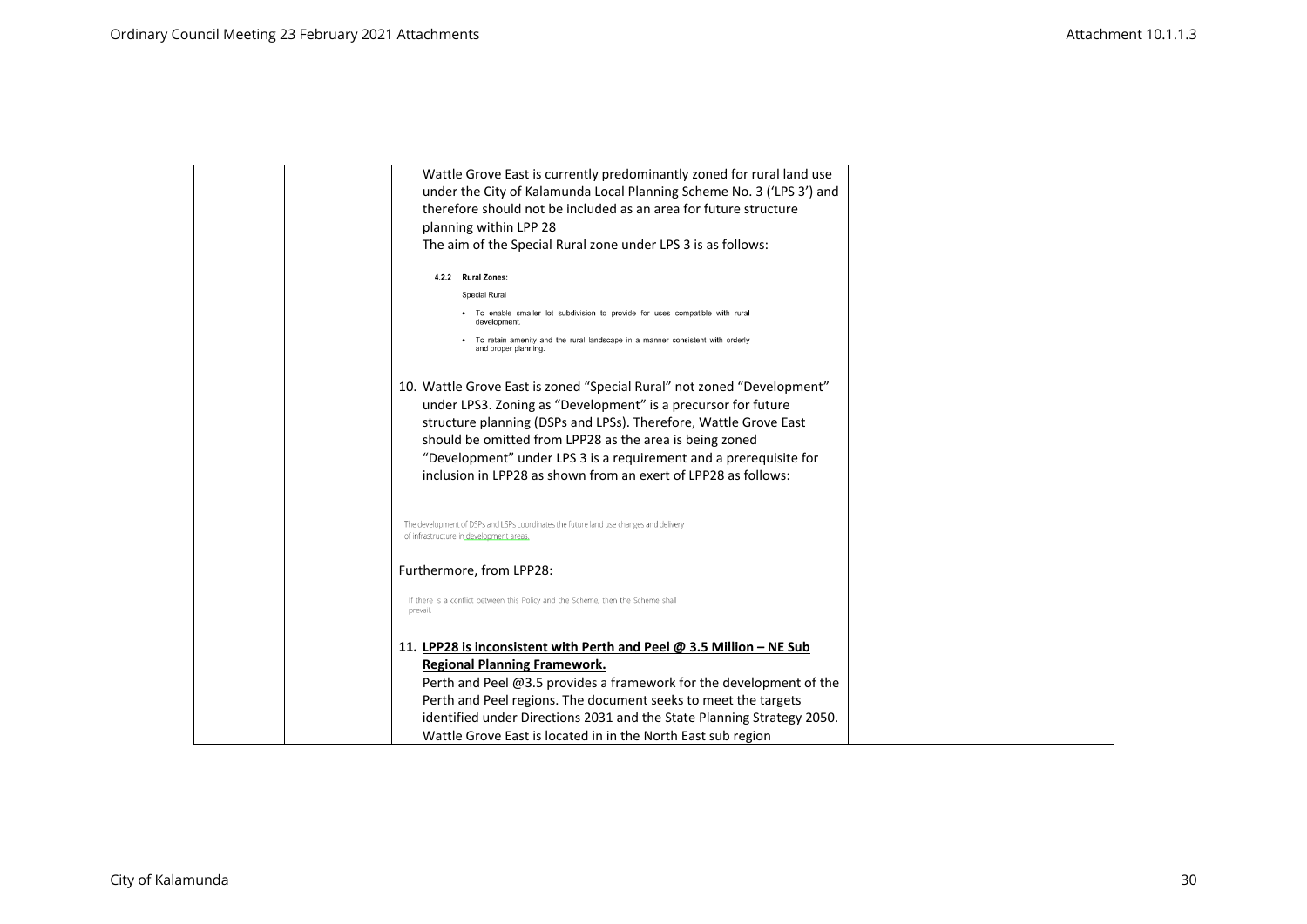| | | Wattle Grove East is currently predominantly zoned for rural land use under the City of Kalamunda Local Planning Scheme No. 3 ('LPS 3') and therefore should not be included as an area for future structure planning within LPP 28<br>The aim of the Special Rural zone under LPS 3 is as follows:<br><br>**4.2.2 Rural Zones:**<br>Special Rural<br>• To enable smaller lot subdivision to provide for uses compatible with rural development.<br>• To retain amenity and the rural landscape in a manner consistent with orderly and proper planning.<br><br>10. Wattle Grove East is zoned "Special Rural" not zoned "Development" under LPS3. Zoning as "Development" is a precursor for future structure planning (DSPs and LPSs). Therefore, Wattle Grove East should be omitted from LPP28 as the area is being zoned "Development" under LPS 3 is a requirement and a prerequisite for inclusion in LPP28 as shown from an exert of LPP28 as follows:<br><br>The development of DSPs and LSPs coordinates the future land use changes and delivery of infrastructure in development areas.<br><br>Furthermore, from LPP28:<br><br>If there is a conflict between this Policy and the Scheme, then the Scheme shall prevail.<br><br>11. **LPP28 is inconsistent with Perth and Peel @ 3.5 Million – NE Sub Regional Planning Framework.**<br>Perth and Peel @3.5 provides a framework for the development of the Perth and Peel regions. The document seeks to meet the targets identified under Directions 2031 and the State Planning Strategy 2050. Wattle Grove East is located in in the North East sub region | |
|---|---|---|---|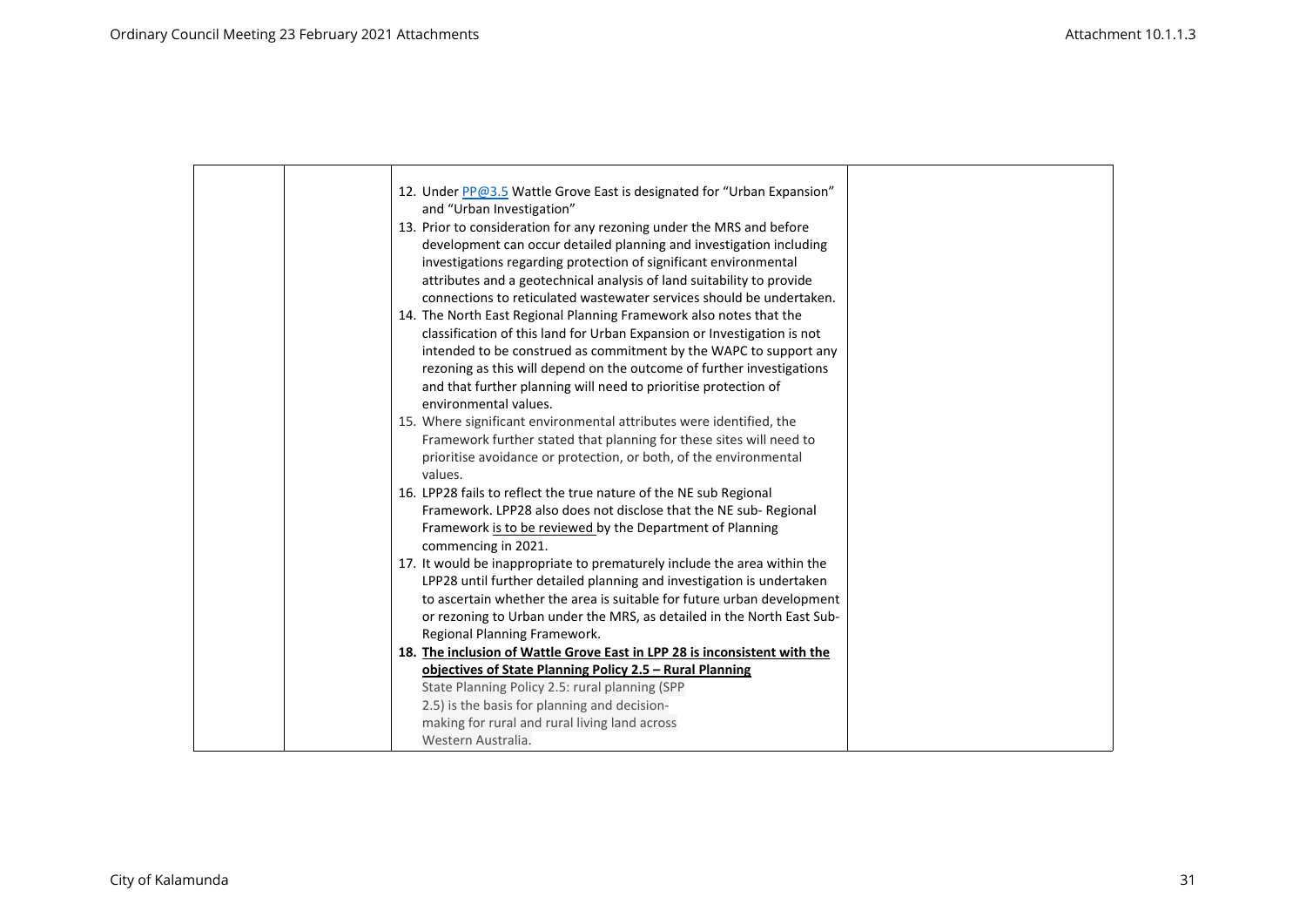| | | | |
|---|---|---|---|
| | | 12. Under [PP@3.5](PP@3.5) Wattle Grove East is designated for "Urban Expansion" and "Urban Investigation"<br>13. Prior to consideration for any rezoning under the MRS and before development can occur detailed planning and investigation including investigations regarding protection of significant environmental attributes and a geotechnical analysis of land suitability to provide connections to reticulated wastewater services should be undertaken.<br>14. The North East Regional Planning Framework also notes that the classification of this land for Urban Expansion or Investigation is not intended to be construed as commitment by the WAPC to support any rezoning as this will depend on the outcome of further investigations and that further planning will need to prioritise protection of environmental values.<br>15. Where significant environmental attributes were identified, the Framework further stated that planning for these sites will need to prioritise avoidance or protection, or both, of the environmental values.<br>16. LPP28 fails to reflect the true nature of the NE sub Regional Framework. LPP28 also does not disclose that the NE sub- Regional Framework is to be reviewed by the Department of Planning commencing in 2021.<br>17. It would be inappropriate to prematurely include the area within the LPP28 until further detailed planning and investigation is undertaken to ascertain whether the area is suitable for future urban development or rezoning to Urban under the MRS, as detailed in the North East Sub-Regional Planning Framework.<br>18. **The inclusion of Wattle Grove East in LPP 28 is inconsistent with the objectives of State Planning Policy 2.5 – Rural Planning**<br>State Planning Policy 2.5: rural planning (SPP 2.5) is the basis for planning and decision-making for rural and rural living land across Western Australia. | |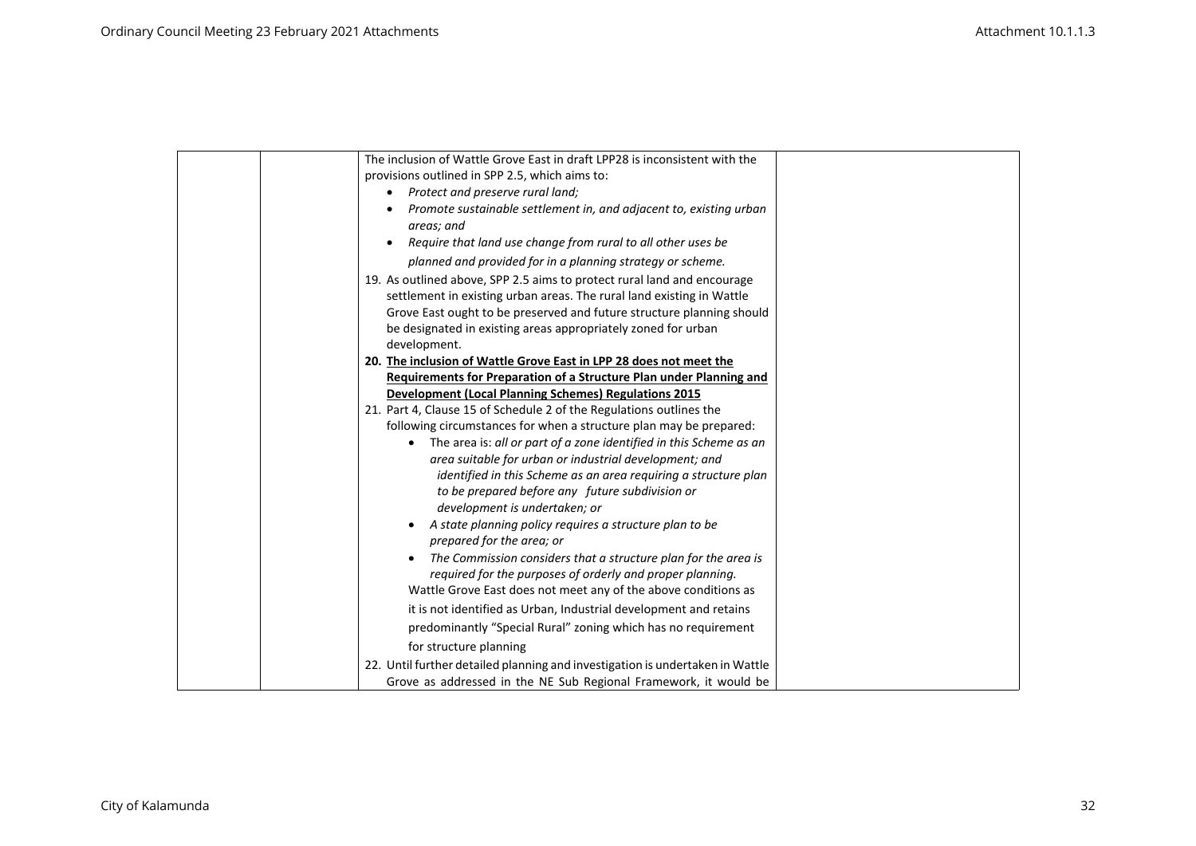| | | The inclusion of Wattle Grove East in draft LPP28 is inconsistent with the provisions outlined in SPP 2.5, which aims to:<br>• *Protect and preserve rural land;*<br>• *Promote sustainable settlement in, and adjacent to, existing urban areas; and*<br>• *Require that land use change from rural to all other uses be planned and provided for in a planning strategy or scheme.*<br>19. As outlined above, SPP 2.5 aims to protect rural land and encourage settlement in existing urban areas. The rural land existing in Wattle Grove East ought to be preserved and future structure planning should be designated in existing areas appropriately zoned for urban development.<br>20. **<u>The inclusion of Wattle Grove East in LPP 28 does not meet the Requirements for Preparation of a Structure Plan under Planning and Development (Local Planning Schemes) Regulations 2015</u>**<br>21. Part 4, Clause 15 of Schedule 2 of the Regulations outlines the following circumstances for when a structure plan may be prepared:<br>• The area is: *all or part of a zone identified in this Scheme as an area suitable for urban or industrial development; and identified in this Scheme as an area requiring a structure plan to be prepared before any future subdivision or development is undertaken; or*<br>• *A state planning policy requires a structure plan to be prepared for the area; or*<br>• *The Commission considers that a structure plan for the area is required for the purposes of orderly and proper planning.*<br>Wattle Grove East does not meet any of the above conditions as it is not identified as Urban, Industrial development and retains predominantly "Special Rural" zoning which has no requirement for structure planning<br>22. Until further detailed planning and investigation is undertaken in Wattle Grove as addressed in the NE Sub Regional Framework, it would be | |
|---|---|---|---|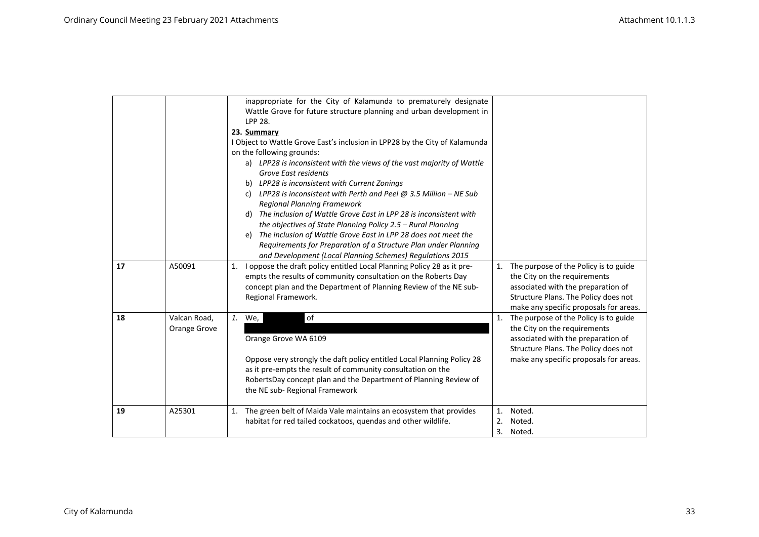|  |  |  |  |
|---|---|---|---|
|  |  | inappropriate for the City of Kalamunda to prematurely designate Wattle Grove for future structure planning and urban development in LPP 28.<br>23. **Summary**<br>I Object to Wattle Grove East's inclusion in LPP28 by the City of Kalamunda on the following grounds:<br>a) *LPP28 is inconsistent with the views of the vast majority of Wattle Grove East residents*<br>b) *LPP28 is inconsistent with Current Zonings*<br>c) *LPP28 is inconsistent with Perth and Peel @ 3.5 Million – NE Sub Regional Planning Framework*<br>d) *The inclusion of Wattle Grove East in LPP 28 is inconsistent with the objectives of State Planning Policy 2.5 – Rural Planning*<br>e) *The inclusion of Wattle Grove East in LPP 28 does not meet the Requirements for Preparation of a Structure Plan under Planning and Development (Local Planning Schemes) Regulations 2015* |  |
| **17** | A50091 | 1. I oppose the draft policy entitled Local Planning Policy 28 as it pre-empts the results of community consultation on the Roberts Day concept plan and the Department of Planning Review of the NE sub-Regional Framework. | 1. The purpose of the Policy is to guide the City on the requirements associated with the preparation of Structure Plans. The Policy does not make any specific proposals for areas. |
| **18** | Valcan Road, Orange Grove | *1.* We, of<br><br>Orange Grove WA 6109<br><br>Oppose very strongly the daft policy entitled Local Planning Policy 28 as it pre-empts the result of community consultation on the RobertsDay concept plan and the Department of Planning Review of the NE sub- Regional Framework | 1. The purpose of the Policy is to guide the City on the requirements associated with the preparation of Structure Plans. The Policy does not make any specific proposals for areas. |
| **19** | A25301 | 1. The green belt of Maida Vale maintains an ecosystem that provides habitat for red tailed cockatoos, quendas and other wildlife. | 1. Noted.<br>2. Noted.<br>3. Noted. |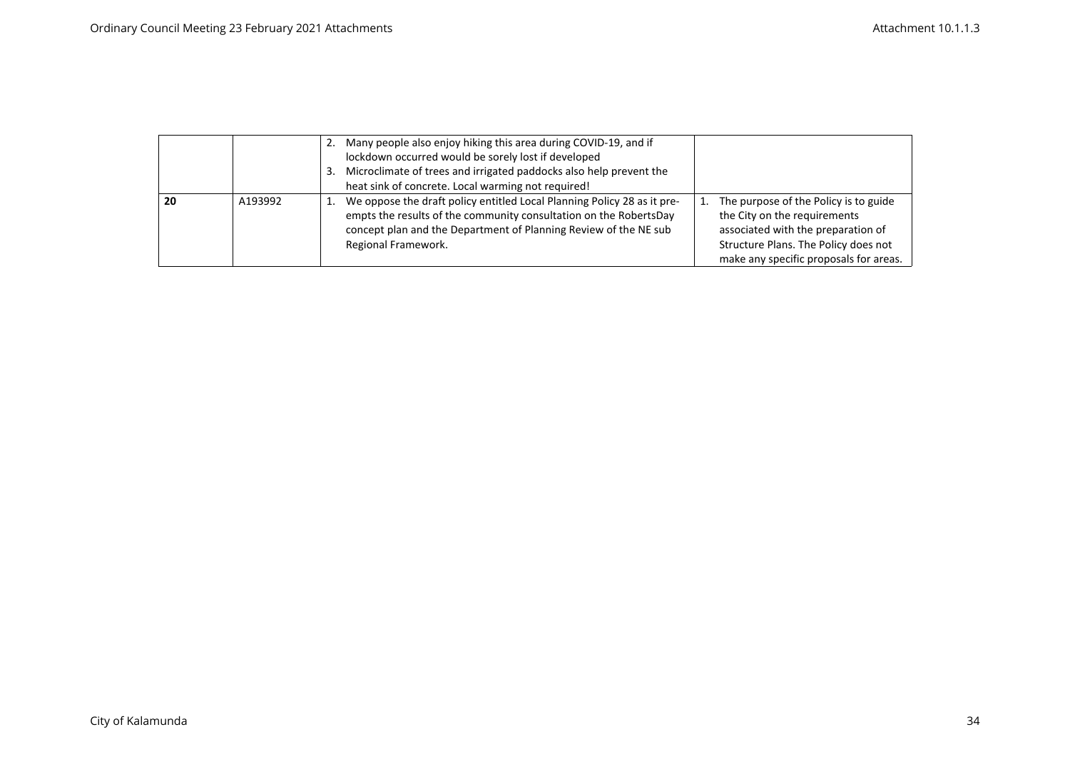| | | | |
|---|---|---|---|
| | | 2. Many people also enjoy hiking this area during COVID-19, and if lockdown occurred would be sorely lost if developed<br>3. Microclimate of trees and irrigated paddocks also help prevent the heat sink of concrete. Local warming not required! | |
| **20** | A193992 | 1. We oppose the draft policy entitled Local Planning Policy 28 as it pre-empts the results of the community consultation on the RobertsDay concept plan and the Department of Planning Review of the NE sub Regional Framework. | 1. The purpose of the Policy is to guide the City on the requirements associated with the preparation of Structure Plans. The Policy does not make any specific proposals for areas. |